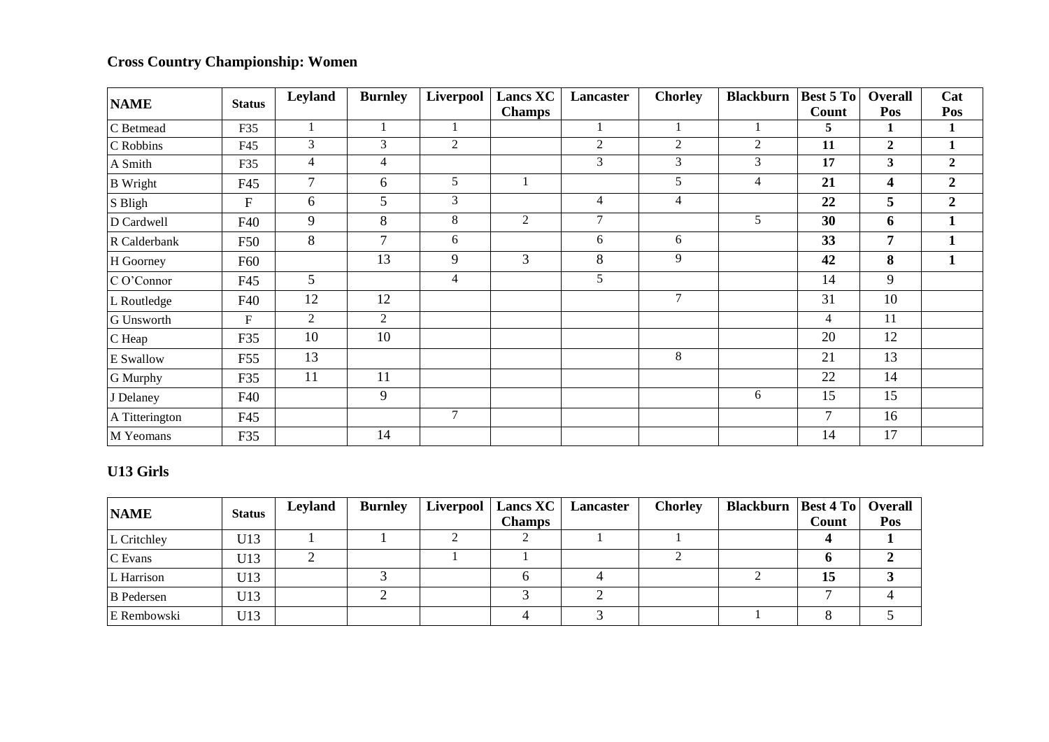## Cross Country Championship: Women

| NAME | Status | Leyland | Burnley | Liverpool | Lancs XC Champs | Lancaster | Chorley | Blackburn | Best 5 To Count | Overall Pos | Cat Pos |
|---|---|---|---|---|---|---|---|---|---|---|---|
| C Betmead | F35 | 1 | 1 | 1 | | 1 | 1 | 1 | **5** | **1** | **1** |
| C Robbins | F45 | 3 | 3 | 2 | | 2 | 2 | 2 | **11** | **2** | **1** |
| A Smith | F35 | 4 | 4 | | | 3 | 3 | 3 | **17** | **3** | **2** |
| B Wright | F45 | 7 | 6 | 5 | 1 | | 5 | 4 | **21** | **4** | **2** |
| S Bligh | F | 6 | 5 | 3 | | 4 | 4 | | **22** | **5** | **2** |
| D Cardwell | F40 | 9 | 8 | 8 | 2 | 7 | | 5 | **30** | **6** | **1** |
| R Calderbank | F50 | 8 | 7 | 6 | | 6 | 6 | | **33** | **7** | **1** |
| H Goorney | F60 | | 13 | 9 | 3 | 8 | 9 | | **42** | **8** | **1** |
| C O'Connor | F45 | 5 | | 4 | | 5 | | | 14 | 9 | |
| L Routledge | F40 | 12 | 12 | | | | 7 | | 31 | 10 | |
| G Unsworth | F | 2 | 2 | | | | | | 4 | 11 | |
| C Heap | F35 | 10 | 10 | | | | | | 20 | 12 | |
| E Swallow | F55 | 13 | | | | | 8 | | 21 | 13 | |
| G Murphy | F35 | 11 | 11 | | | | | | 22 | 14 | |
| J Delaney | F40 | | 9 | | | | | 6 | 15 | 15 | |
| A Titterington | F45 | | | 7 | | | | | 7 | 16 | |
| M Yeomans | F35 | | 14 | | | | | | 14 | 17 | |

## U13 Girls

| NAME | Status | Leyland | Burnley | Liverpool | Lancs XC Champs | Lancaster | Chorley | Blackburn | Best 4 To Count | Overall Pos |
|---|---|---|---|---|---|---|---|---|---|---|
| L Critchley | U13 | 1 | 1 | 2 | 2 | 1 | 1 | | **4** | **1** |
| C Evans | U13 | 2 | | 1 | 1 | | 2 | | **6** | **2** |
| L Harrison | U13 | | 3 | | 6 | 4 | | 2 | **15** | **3** |
| B Pedersen | U13 | | 2 | | 3 | 2 | | | 7 | 4 |
| E Rembowski | U13 | | | | 4 | 3 | | 1 | 8 | 5 |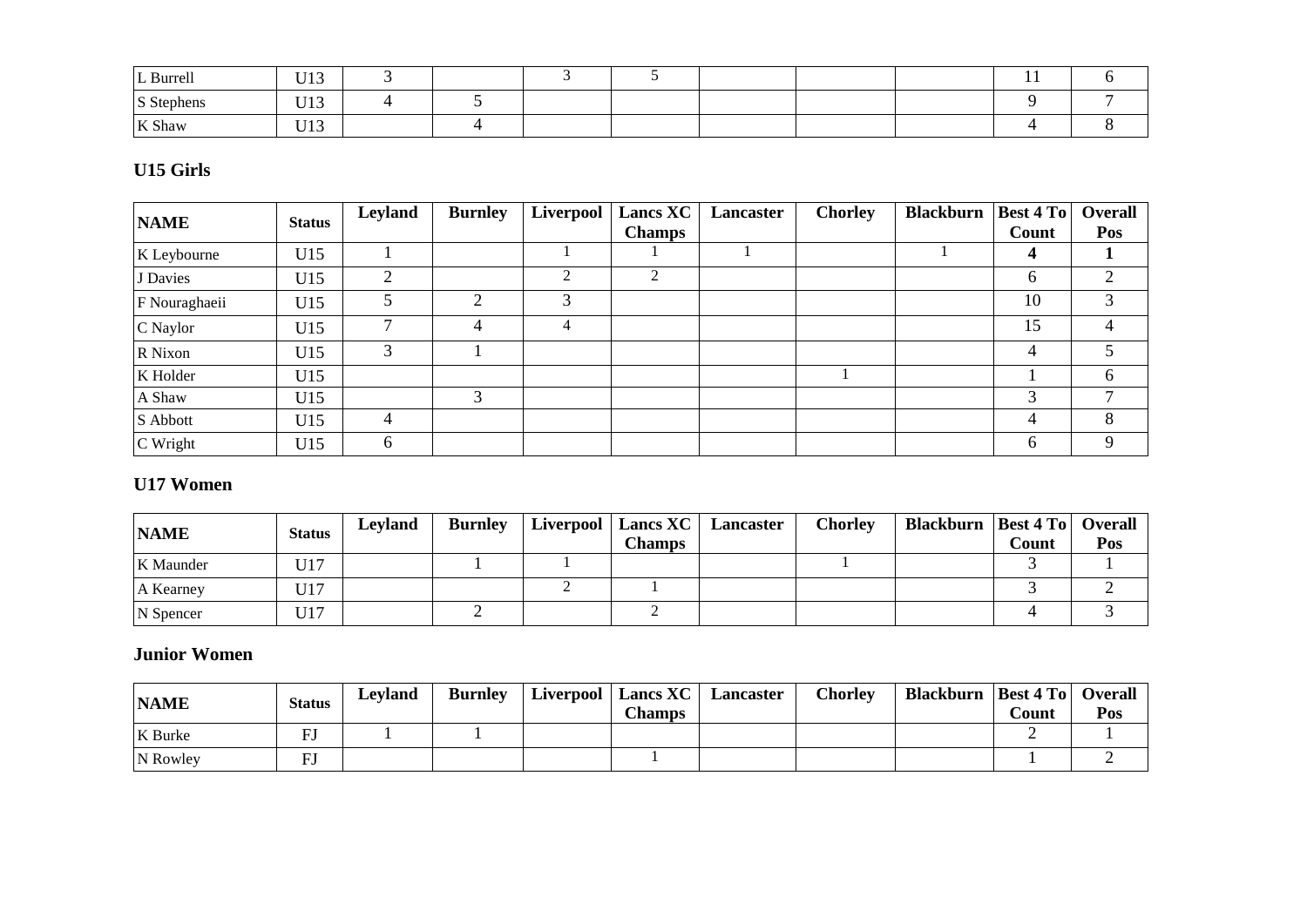| L Burrell | U13 | 3 | | 3 | 5 | | | | 11 | 6 |
|---|---|---|---|---|---|---|---|---|---|---|
| S Stephens | U13 | 4 | 5 | | | | | | 9 | 7 |
| K Shaw | U13 | | 4 | | | | | | 4 | 8 |

### U15 Girls

| NAME | Status | Leyland | Burnley | Liverpool | Lancs XC Champs | Lancaster | Chorley | Blackburn | Best 4 To Count | Overall Pos |
|---|---|---|---|---|---|---|---|---|---|---|
| K Leybourne | U15 | 1 | | 1 | 1 | 1 | | 1 | **4** | **1** |
| J Davies | U15 | 2 | | 2 | 2 | | | | 6 | 2 |
| F Nouraghaeii | U15 | 5 | 2 | 3 | | | | | 10 | 3 |
| C Naylor | U15 | 7 | 4 | 4 | | | | | 15 | 4 |
| R Nixon | U15 | 3 | 1 | | | | | | 4 | 5 |
| K Holder | U15 | | | | | | 1 | | 1 | 6 |
| A Shaw | U15 | | 3 | | | | | | 3 | 7 |
| S Abbott | U15 | 4 | | | | | | | 4 | 8 |
| C Wright | U15 | 6 | | | | | | | 6 | 9 |

### U17 Women

| NAME | Status | Leyland | Burnley | Liverpool | Lancs XC Champs | Lancaster | Chorley | Blackburn | Best 4 To Count | Overall Pos |
|---|---|---|---|---|---|---|---|---|---|---|
| K Maunder | U17 | | 1 | 1 | | | 1 | | 3 | 1 |
| A Kearney | U17 | | | 2 | 1 | | | | 3 | 2 |
| N Spencer | U17 | | 2 | | 2 | | | | 4 | 3 |

### Junior Women

| NAME | Status | Leyland | Burnley | Liverpool | Lancs XC Champs | Lancaster | Chorley | Blackburn | Best 4 To Count | Overall Pos |
|---|---|---|---|---|---|---|---|---|---|---|
| K Burke | FJ | 1 | 1 | | | | | | 2 | 1 |
| N Rowley | FJ | | | | 1 | | | | 1 | 2 |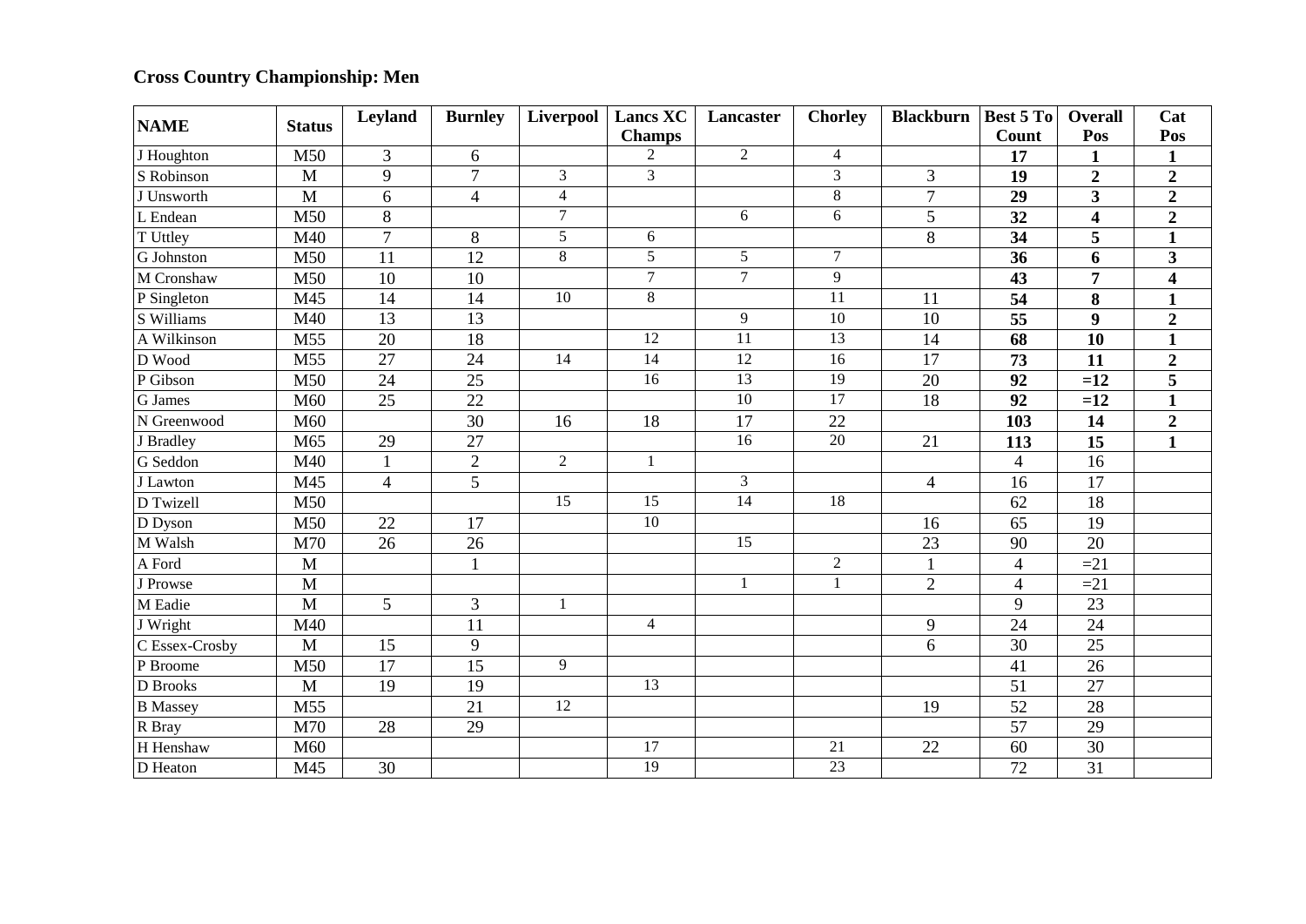## Cross Country Championship: Men

| NAME | Status | Leyland | Burnley | Liverpool | Lancs XC Champs | Lancaster | Chorley | Blackburn | Best 5 To Count | Overall Pos | Cat Pos |
|---|---|---|---|---|---|---|---|---|---|---|---|
| J Houghton | M50 | 3 | 6 | | 2 | 2 | 4 | | **17** | **1** | **1** |
| S Robinson | M | 9 | 7 | 3 | 3 | | 3 | 3 | **19** | **2** | **2** |
| J Unsworth | M | 6 | 4 | 4 | | | 8 | 7 | **29** | **3** | **2** |
| L Endean | M50 | 8 | | 7 | | 6 | 6 | 5 | **32** | **4** | **2** |
| T Uttley | M40 | 7 | 8 | 5 | 6 | | | 8 | **34** | **5** | **1** |
| G Johnston | M50 | 11 | 12 | 8 | 5 | 5 | 7 | | **36** | **6** | **3** |
| M Cronshaw | M50 | 10 | 10 | | 7 | 7 | 9 | | **43** | **7** | **4** |
| P Singleton | M45 | 14 | 14 | 10 | 8 | | 11 | 11 | **54** | **8** | **1** |
| S Williams | M40 | 13 | 13 | | | 9 | 10 | 10 | **55** | **9** | **2** |
| A Wilkinson | M55 | 20 | 18 | | 12 | 11 | 13 | 14 | **68** | **10** | **1** |
| D Wood | M55 | 27 | 24 | 14 | 14 | 12 | 16 | 17 | **73** | **11** | **2** |
| P Gibson | M50 | 24 | 25 | | 16 | 13 | 19 | 20 | **92** | **=12** | **5** |
| G James | M60 | 25 | 22 | | | 10 | 17 | 18 | **92** | **=12** | **1** |
| N Greenwood | M60 | | 30 | 16 | 18 | 17 | 22 | | **103** | **14** | **2** |
| J Bradley | M65 | 29 | 27 | | | 16 | 20 | 21 | **113** | **15** | **1** |
| G Seddon | M40 | 1 | 2 | 2 | 1 | | | | 4 | 16 | |
| J Lawton | M45 | 4 | 5 | | | 3 | | 4 | 16 | 17 | |
| D Twizell | M50 | | | 15 | 15 | 14 | 18 | | 62 | 18 | |
| D Dyson | M50 | 22 | 17 | | 10 | | | 16 | 65 | 19 | |
| M Walsh | M70 | 26 | 26 | | | 15 | | 23 | 90 | 20 | |
| A Ford | M | | 1 | | | | 2 | 1 | 4 | =21 | |
| J Prowse | M | | | | | 1 | 1 | 2 | 4 | =21 | |
| M Eadie | M | 5 | 3 | 1 | | | | | 9 | 23 | |
| J Wright | M40 | | 11 | | 4 | | | 9 | 24 | 24 | |
| C Essex-Crosby | M | 15 | 9 | | | | | 6 | 30 | 25 | |
| P Broome | M50 | 17 | 15 | 9 | | | | | 41 | 26 | |
| D Brooks | M | 19 | 19 | | 13 | | | | 51 | 27 | |
| B Massey | M55 | | 21 | 12 | | | | 19 | 52 | 28 | |
| R Bray | M70 | 28 | 29 | | | | | | 57 | 29 | |
| H Henshaw | M60 | | | | 17 | | 21 | 22 | 60 | 30 | |
| D Heaton | M45 | 30 | | | 19 | | 23 | | 72 | 31 | |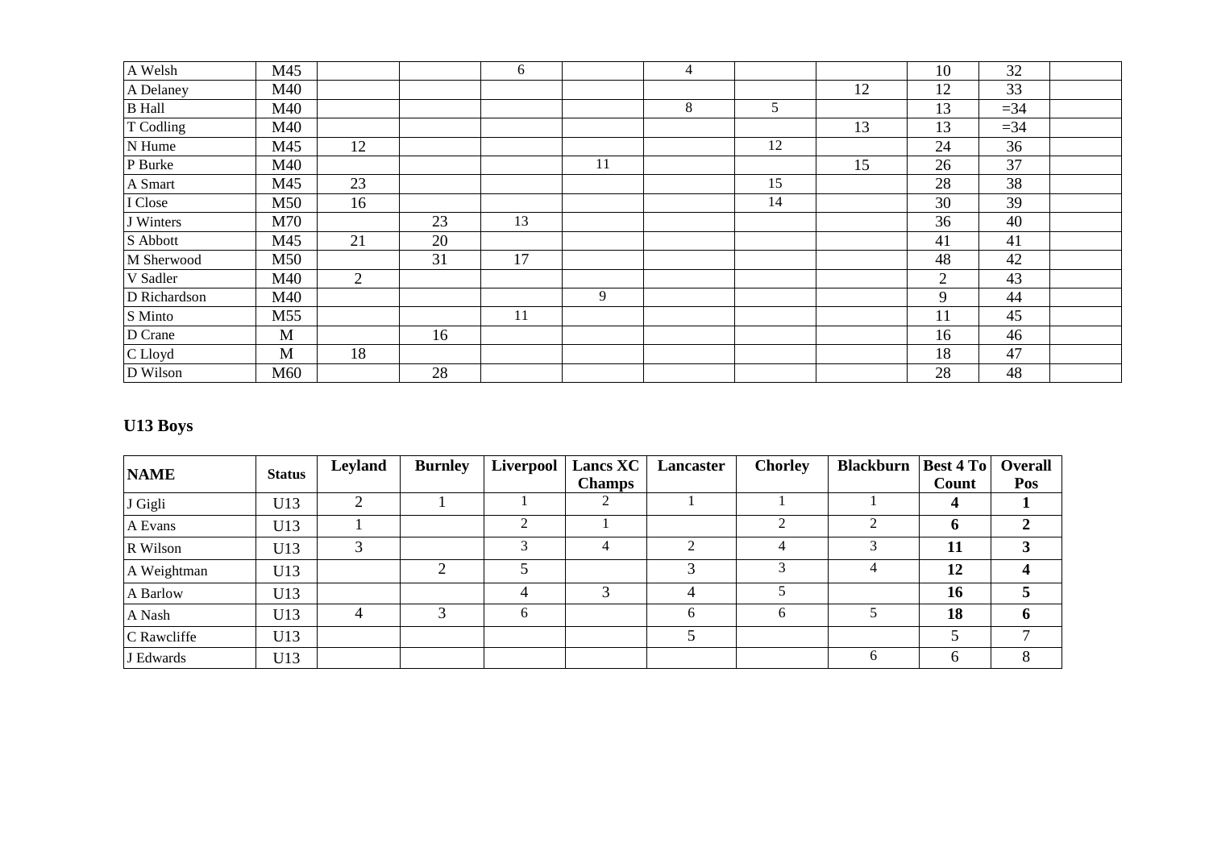| | | | | | | | | | | | |
|---|---|---|---|---|---|---|---|---|---|---|---|
| A Welsh | M45 | | | 6 | | 4 | | | 10 | 32 | |
| A Delaney | M40 | | | | | | | 12 | 12 | 33 | |
| B Hall | M40 | | | | | 8 | 5 | | 13 | =34 | |
| T Codling | M40 | | | | | | | 13 | 13 | =34 | |
| N Hume | M45 | 12 | | | | | 12 | | 24 | 36 | |
| P Burke | M40 | | | | 11 | | | 15 | 26 | 37 | |
| A Smart | M45 | 23 | | | | | 15 | | 28 | 38 | |
| I Close | M50 | 16 | | | | | 14 | | 30 | 39 | |
| J Winters | M70 | | 23 | 13 | | | | | 36 | 40 | |
| S Abbott | M45 | 21 | 20 | | | | | | 41 | 41 | |
| M Sherwood | M50 | | 31 | 17 | | | | | 48 | 42 | |
| V Sadler | M40 | 2 | | | | | | | 2 | 43 | |
| D Richardson | M40 | | | | 9 | | | | 9 | 44 | |
| S Minto | M55 | | | 11 | | | | | 11 | 45 | |
| D Crane | M | | 16 | | | | | | 16 | 46 | |
| C Lloyd | M | 18 | | | | | | | 18 | 47 | |
| D Wilson | M60 | | 28 | | | | | | 28 | 48 | |

## U13 Boys

| NAME | Status | Leyland | Burnley | Liverpool | Lancs XC Champs | Lancaster | Chorley | Blackburn | Best 4 To Count | Overall Pos |
|---|---|---|---|---|---|---|---|---|---|---|
| J Gigli | U13 | 2 | 1 | 1 | 2 | 1 | 1 | 1 | **4** | **1** |
| A Evans | U13 | 1 | | 2 | 1 | | 2 | 2 | **6** | **2** |
| R Wilson | U13 | 3 | | 3 | 4 | 2 | 4 | 3 | **11** | **3** |
| A Weightman | U13 | | 2 | 5 | | 3 | 3 | 4 | **12** | **4** |
| A Barlow | U13 | | | 4 | 3 | 4 | 5 | | **16** | **5** |
| A Nash | U13 | 4 | 3 | 6 | | 6 | 6 | 5 | **18** | **6** |
| C Rawcliffe | U13 | | | | | 5 | | | 5 | 7 |
| J Edwards | U13 | | | | | | | 6 | 6 | 8 |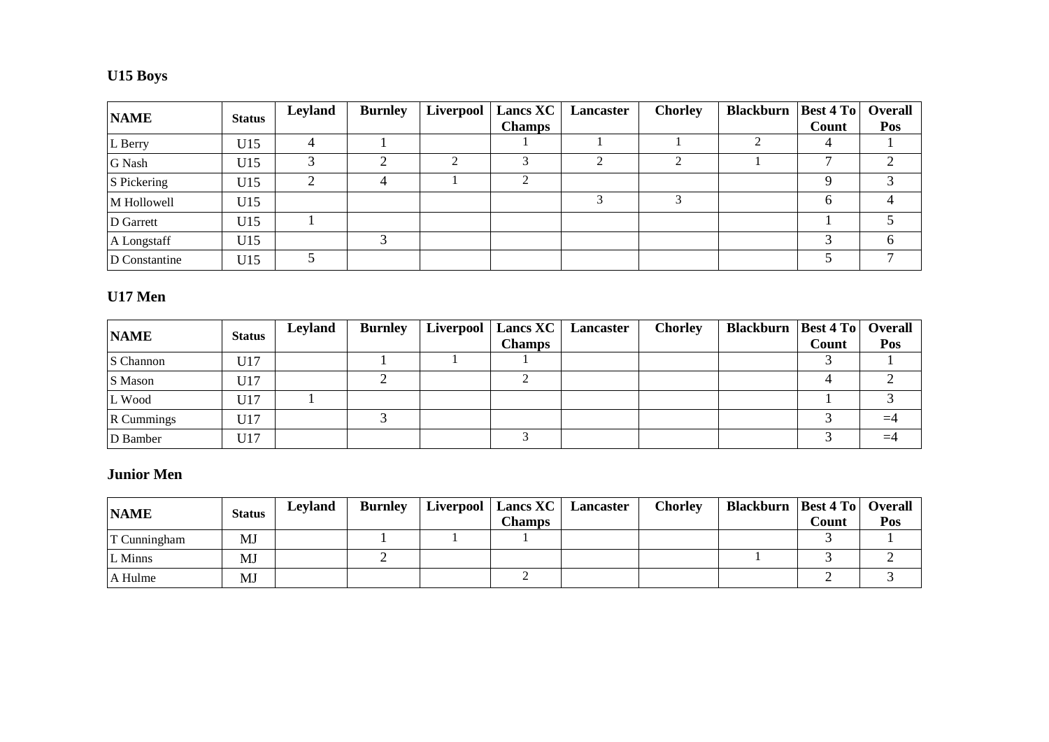## U15 Boys

| NAME | Status | Leyland | Burnley | Liverpool | Lancs XC Champs | Lancaster | Chorley | Blackburn | Best 4 To Count | Overall Pos |
|---|---|---|---|---|---|---|---|---|---|---|
| L Berry | U15 | 4 | 1 | | 1 | 1 | 1 | 2 | 4 | 1 |
| G Nash | U15 | 3 | 2 | 2 | 3 | 2 | 2 | 1 | 7 | 2 |
| S Pickering | U15 | 2 | 4 | 1 | 2 | | | | 9 | 3 |
| M Hollowell | U15 | | | | | 3 | 3 | | 6 | 4 |
| D Garrett | U15 | 1 | | | | | | | 1 | 5 |
| A Longstaff | U15 | | 3 | | | | | | 3 | 6 |
| D Constantine | U15 | 5 | | | | | | | 5 | 7 |

## U17 Men

| NAME | Status | Leyland | Burnley | Liverpool | Lancs XC Champs | Lancaster | Chorley | Blackburn | Best 4 To Count | Overall Pos |
|---|---|---|---|---|---|---|---|---|---|---|
| S Channon | U17 | | 1 | 1 | 1 | | | | 3 | 1 |
| S Mason | U17 | | 2 | | 2 | | | | 4 | 2 |
| L Wood | U17 | 1 | | | | | | | 1 | 3 |
| R Cummings | U17 | | 3 | | | | | | 3 | =4 |
| D Bamber | U17 | | | | 3 | | | | 3 | =4 |

## Junior Men

| NAME | Status | Leyland | Burnley | Liverpool | Lancs XC Champs | Lancaster | Chorley | Blackburn | Best 4 To Count | Overall Pos |
|---|---|---|---|---|---|---|---|---|---|---|
| T Cunningham | MJ | | 1 | 1 | 1 | | | | 3 | 1 |
| L Minns | MJ | | 2 | | | | | 1 | 3 | 2 |
| A Hulme | MJ | | | | 2 | | | | 2 | 3 |